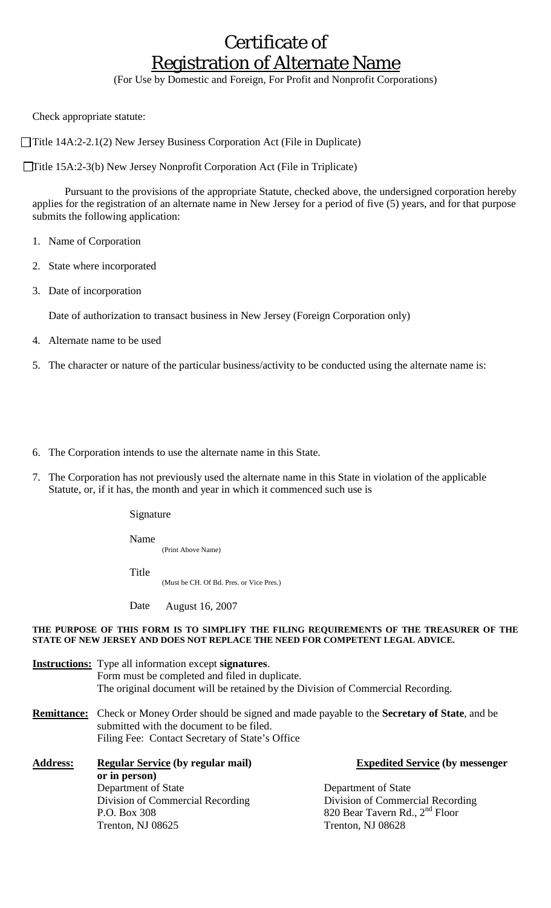# Certificate of Registration of Alternate Name

(For Use by Domestic and Foreign, For Profit and Nonprofit Corporations)

Check appropriate statute:

☐ Title 14A:2-2.1(2) New Jersey Business Corporation Act (File in Duplicate)

☐ Title 15A:2-3(b) New Jersey Nonprofit Corporation Act (File in Triplicate)

Pursuant to the provisions of the appropriate Statute, checked above, the undersigned corporation hereby applies for the registration of an alternate name in New Jersey for a period of five (5) years, and for that purpose submits the following application:

1. Name of Corporation
2. State where incorporated
3. Date of incorporation

   Date of authorization to transact business in New Jersey (Foreign Corporation only)

4. Alternate name to be used
5. The character or nature of the particular business/activity to be conducted using the alternate name is:

6. The Corporation intends to use the alternate name in this State.
7. The Corporation has not previously used the alternate name in this State in violation of the applicable Statute, or, if it has, the month and year in which it commenced such use is

Signature

Name
(Print Above Name)

Title
(Must be CH. Of Bd. Pres. or Vice Pres.)

Date August 16, 2007

**THE PURPOSE OF THIS FORM IS TO SIMPLIFY THE FILING REQUIREMENTS OF THE TREASURER OF THE STATE OF NEW JERSEY AND DOES NOT REPLACE THE NEED FOR COMPETENT LEGAL ADVICE.**

**Instructions:** Type all information except **signatures**.
Form must be completed and filed in duplicate.
The original document will be retained by the Division of Commercial Recording.

**Remittance:** Check or Money Order should be signed and made payable to the **Secretary of State**, and be submitted with the document to be filed.
Filing Fee: Contact Secretary of State's Office

**Address:**

**Regular Service (by regular mail) or in person)**
Department of State
Division of Commercial Recording
P.O. Box 308
Trenton, NJ 08625

**Expedited Service (by messenger**
Department of State
Division of Commercial Recording
820 Bear Tavern Rd., 2nd Floor
Trenton, NJ 08628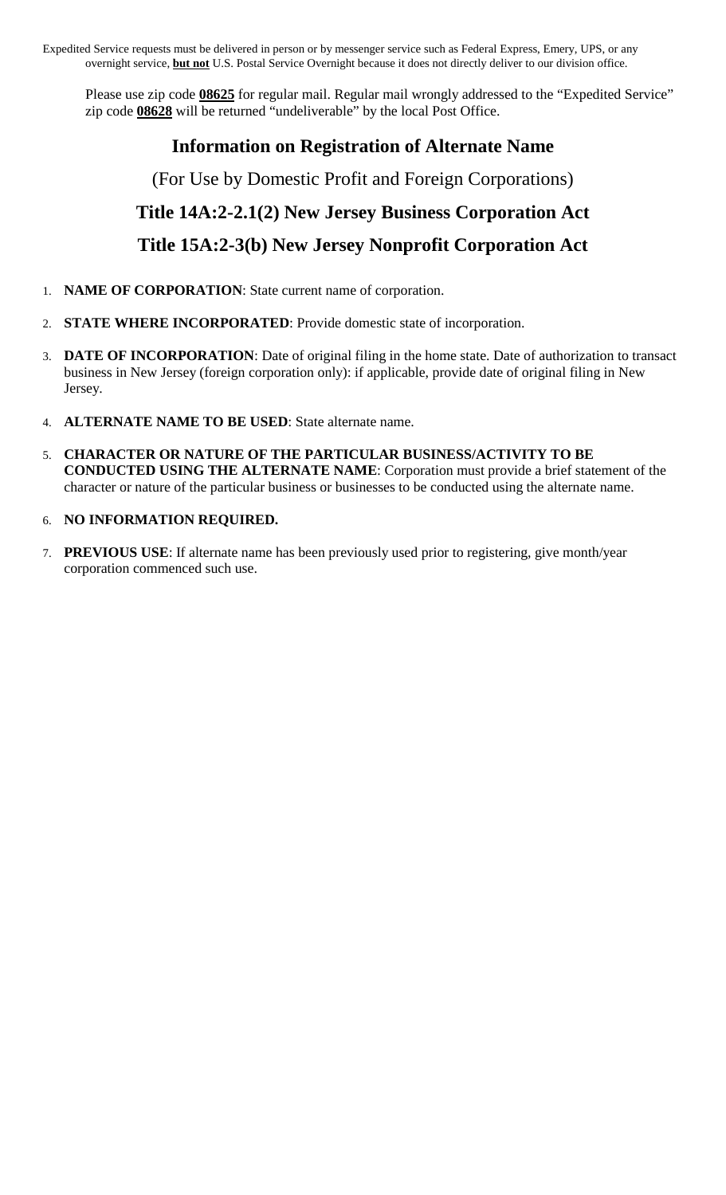Expedited Service requests must be delivered in person or by messenger service such as Federal Express, Emery, UPS, or any overnight service, **but not** U.S. Postal Service Overnight because it does not directly deliver to our division office.

Please use zip code **08625** for regular mail. Regular mail wrongly addressed to the "Expedited Service" zip code **08628** will be returned "undeliverable" by the local Post Office.

## Information on Registration of Alternate Name

(For Use by Domestic Profit and Foreign Corporations)

## Title 14A:2-2.1(2) New Jersey Business Corporation Act

## Title 15A:2-3(b) New Jersey Nonprofit Corporation Act

1. **NAME OF CORPORATION**: State current name of corporation.
2. **STATE WHERE INCORPORATED**: Provide domestic state of incorporation.
3. **DATE OF INCORPORATION**: Date of original filing in the home state. Date of authorization to transact business in New Jersey (foreign corporation only): if applicable, provide date of original filing in New Jersey.
4. **ALTERNATE NAME TO BE USED**: State alternate name.
5. **CHARACTER OR NATURE OF THE PARTICULAR BUSINESS/ACTIVITY TO BE CONDUCTED USING THE ALTERNATE NAME**: Corporation must provide a brief statement of the character or nature of the particular business or businesses to be conducted using the alternate name.
6. **NO INFORMATION REQUIRED.**
7. **PREVIOUS USE**: If alternate name has been previously used prior to registering, give month/year corporation commenced such use.